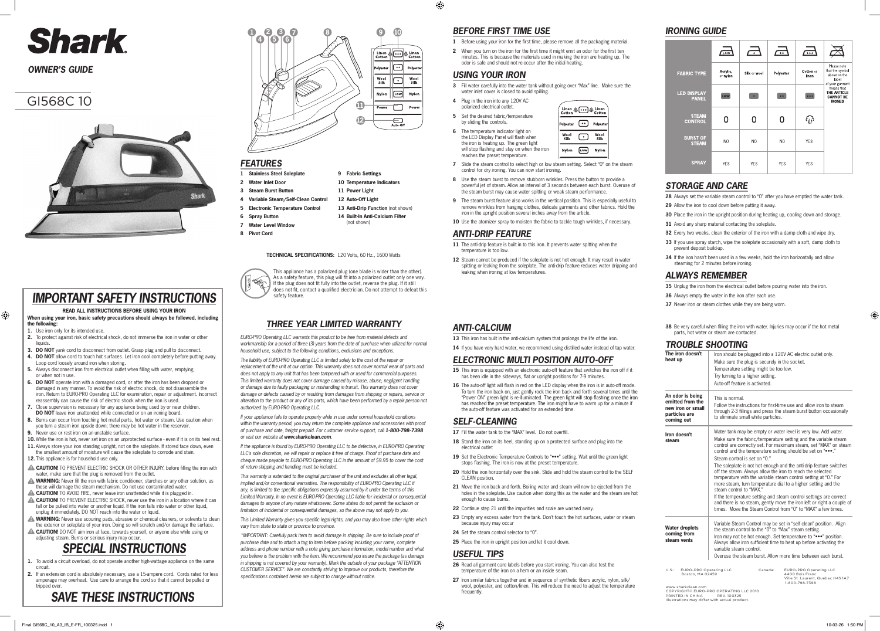# Shark

***OWNER'S GUIDE***

GI568C 10

## IMPORTANT SAFETY INSTRUCTIONS

**READ ALL INSTRUCTIONS BEFORE USING YOUR IRON**

**When using your iron, basic safety precautions should always be followed, including the following:**

1. Use iron only for its intended use.
2. To protect against risk of electrical shock, do not immerse the iron in water or other liquids.
3. **DO NOT** yank cord to disconnect from outlet. Grasp plug and pull to disconnect.
4. **DO NOT** allow cord to touch hot surfaces. Let iron cool completely before putting away. Loop cord loosely around iron when storing.
5. Always disconnect iron from electrical outlet when filling with water, emptying, or when not in use.
6. **DO NOT** operate iron with a damaged cord, or after the iron has been dropped or damaged in any manner. To avoid the risk of electric shock, do not disassemble the iron. Return to EURO-PRO Operating LLC for examination, repair or adjustment. Incorrect reassembly can cause the risk of electric shock when the iron is used.
7. Close supervision is necessary for any appliance being used by or near children. **DO NOT** leave iron unattended while connected or on an ironing board.
8. Burns can occur from touching hot metal parts, hot water or steam. Use caution when you turn a steam iron upside down; there may be hot water in the reservoir.
9. Never use or rest iron on an unstable surface.
10. While the iron is hot, never set iron on an unprotected surface - even if it is on its heel rest.
11. Always store your iron standing upright, not on the soleplate. If stored face down, even the smallest amount of moisture will cause the soleplate to corrode and stain.
12. This appliance is for household use only.

⚠ **CAUTION!** TO PREVENT ELECTRIC SHOCK OR OTHER INJURY, before filling the iron with water, make sure that the plug is removed from the outlet.

⚠ **WARNING:** Never fill the iron with fabric conditioner, starches or any other solution, as these will damage the steam mechanism. Do not use contaminated water.

⚠ **CAUTION!** TO AVOID FIRE, never leave iron unattended while it is plugged in.

⚠ **CAUTION!** TO PREVENT ELECTRIC SHOCK, never use the iron in a location where it can fall or be pulled into water or another liquid. If the iron falls into water or other liquid, unplug it immediately. DO NOT reach into the water or liquid.

⚠ **WARNING:** Never use scouring pads, abrasive or chemical cleaners, or solvents to clean the exterior or soleplate of your iron. Doing so will scratch and/or damage the surface.

⚠ **CAUTION!** DO NOT aim iron at face, towards yourself, or anyone else while using or adjusting steam. Burns or serious injury may occur.

## SPECIAL INSTRUCTIONS

1. To avoid a circuit overload, do not operate another high-wattage appliance on the same circuit.
2. If an extension cord is absolutely necessary, use a 15-ampere cord. Cords rated for less amperage may overheat. Use care to arrange the cord so that it cannot be pulled or tripped over.

## SAVE THESE INSTRUCTIONS

## FEATURES

1. **Stainless Steel Soleplate**
2. **Water Inlet Door**
3. **Steam Burst Button**
4. **Variable Steam/Self-Clean Control**
5. **Electronic Temperature Control**
6. **Spray Button**
7. **Water Level Window**
8. **Pivot Cord**
9. **Fabric Settings**
10. **Temperature Indicators**
11. **Power Light**
12. **Auto-Off Light**
13. **Anti-Drip Function** (not shown)
14. **Built-In Anti-Calcium Filter** (not shown)

**TECHNICAL SPECIFICATIONS:** 120 Volts, 60 Hz., 1600 Watts

This appliance has a polarized plug (one blade is wider than the other). As a safety feature, this plug will fit into a polarized outlet only one way. If the plug does not fit fully into the outlet, reverse the plug. If it still does not fit, contact a qualified electrician. Do not attempt to defeat this safety feature.

## THREE YEAR LIMITED WARRANTY

*EURO-PRO Operating LLC warrants this product to be free from material defects and workmanship for a period of three (3) years from the date of purchase when utilized for normal household use, subject to the following conditions, exclusions and exceptions.*

*The liability of EURO-PRO Operating LLC is limited solely to the cost of the repair or replacement of the unit at our option. This warranty does not cover normal wear of parts and does not apply to any unit that has been tampered with or used for commercial purposes. This limited warranty does not cover damage caused by misuse, abuse, negligent handling or damage due to faulty packaging or mishandling in transit. This warranty does not cover damage or defects caused by or resulting from damages from shipping or repairs, service or alteration to the product or any of its parts, which have been performed by a repair person not authorized by EURO-PRO Operating LLC.*

*If your appliance fails to operate properly while in use under normal household conditions within the warranty period, you may return the complete appliance and accessories with proof of purchase and date, freight prepaid. For customer service support, call **1-800-798-7398** or visit our website at **www.sharkclean.com**.*

*If the appliance is found by EURO-PRO Operating LLC to be defective, in EURO-PRO Operating LLC's sole discretion, we will repair or replace it free of charge. Proof of purchase date and cheque made payable to EURO-PRO Operating LLC in the amount of $9.95 to cover the cost of return shipping and handling must be included.*

*This warranty is extended to the original purchaser of the unit and excludes all other legal, implied and/or conventional warranties. The responsibility of EURO-PRO Operating LLC if any, is limited to the specific obligations expressly assumed by it under the terms of this Limited Warranty. In no event is EURO-PRO Operating LLC liable for incidental or consequential damages to anyone of any nature whatsoever. Some states do not permit the exclusion or limitation of incidental or consequential damages, so the above may not apply to you.*

*This Limited Warranty gives you specific legal rights, and you may also have other rights which vary from state to state or province to province.*

*\*IMPORTANT: Carefully pack item to avoid damage in shipping. Be sure to include proof of purchase date and to attach a tag to item before packing including your name, complete address and phone number with a note giving purchase information, model number and what you believe is the problem with the item. We recommend you insure the package (as damage in shipping is not covered by your warranty). Mark the outside of your package "ATTENTION CUSTOMER SERVICE". We are constantly striving to improve our products, therefore the specifications contained herein are subject to change without notice.*

## BEFORE FIRST TIME USE

1. Before using your iron for the first time, please remove all the packaging material.
2. When you turn on the iron for the first time it might emit an odor for the first ten minutes. This is because the materials used in making the iron are heating up. The odor is safe and should not re-occur after the initial heating.

## USING YOUR IRON

3. Fill water carefully into the water tank without going over "Max" line. Make sure the water inlet cover is closed to avoid spilling.
4. Plug in the iron into any 120V AC polarized electrical outlet.
5. Set the desired fabric/temperature by sliding the controls.
6. The temperature indicator light on the LED Display Panel will flash when the iron is heating up. The green light will stop flashing and stay on when the iron reaches the preset temperature.
7. Slide the steam control to select high or low steam setting. Select "0" on the steam control for dry ironing. You can now start ironing.
8. Use the steam burst to remove stubborn wrinkles. Press the button to provide a powerful jet of steam. Allow an interval of 3 seconds between each burst. Overuse of the steam burst may cause water spitting or weak steam performance.
9. The steam burst feature also works in the vertical position. This is especially useful to remove wrinkles from hanging clothes, delicate garments and other fabrics. Hold the iron in the upright position several inches away from the article.
10. Use the atomizer spray to moisten the fabric to tackle tough wrinkles, if necessary.

## ANTI-DRIP FEATURE

11. The anti-drip feature is built in to this iron. It prevents water spitting when the temperature is too low.
12. Steam cannot be produced if the soleplate is not hot enough. It may result in water spitting or leaking from the soleplate. The anti-drip feature reduces water dripping and leaking when ironing at low temperatures.

## ANTI-CALCIUM

13. This iron has built in the anti-calcium system that prolongs the life of the iron.
14. If you have very hard water, we recommend using distilled water instead of tap water.

## ELECTRONIC MULTI POSITION AUTO-OFF

15. This iron is equipped with an electronic auto-off feature that switches the iron off if it has been idle in the sideways, flat or upright positions for 7-9 minutes.
16. The auto-off light will flash in red on the LED display when the iron is in auto-off mode. To turn the iron back on, just gently rock the iron back and forth several times until the "Power ON" green light is re-illuminated. The green light will stop flashing once the iron has reached the preset temperature. The iron might have to warm up for a minute if the auto-off feature was activated for an extended time.

## SELF-CLEANING

17. Fill the water tank to the "MAX" level. Do not overfill.
18. Stand the iron on its heel, standing up on a protected surface and plug into the electrical outlet
19. Set the Electronic Temperature Controls to "•••" setting. Wait until the green light stops flashing. The iron is now at the preset temperature.
20. Hold the iron horizontally over the sink. Slide and hold the steam control to the SELF CLEAN position.
21. Move the iron back and forth. Boiling water and steam will now be ejected from the holes in the soleplate. Use caution when doing this as the water and the steam are hot enough to cause burns.
22. Continue step 21 until the impurities and scale are washed away.
23. Empty any excess water from the tank. Don't touch the hot surfaces, water or steam because injury may occur
24. Set the steam control selector to "0".
25. Place the iron in upright position and let it cool down.

## USEFUL TIPS

26. Read all garment care labels before you start ironing. You can also test the temperature of the iron on a hem or an inside seam.
27. Iron similar fabrics together and in sequence of synthetic fibers acrylic, nylon, silk/wool, polyester, and cotton/linen. This will reduce the need to adjust the temperature frequently.

## IRONING GUIDE

| | LOW | • | •• | ••• | ✕ |
|---|---|---|---|---|---|
| **FABRIC TYPE** | Acrylic, or nylon | Silk or wool | Polyester | Cotton or linen | Please note that the symbol above on the label of your garment means that **THE ARTICLE CANNOT BE IRONED** |
| **LED DISPLAY PANEL** | LOW | • | •• | ••• | |
| **STEAM CONTROL** | 0 | 0 | 0 | (steam) | |
| **BURST OF STEAM** | NO | NO | NO | YES | |
| **SPRAY** | YES | YES | YES | YES | |

## STORAGE AND CARE

28. Always set the variable steam control to "0" after you have emptied the water tank.
29. Allow the iron to cool down before putting it away.
30. Place the iron in the upright position during heating up, cooling down and storage.
31. Avoid any sharp material contacting the soleplate.
32. Every two weeks, clean the exterior of the iron with a damp cloth and wipe dry.
33. If you use spray starch, wipe the soleplate occasionally with a soft, damp cloth to prevent deposit build-up.
34. If the iron hasn't been used in a few weeks, hold the iron horizontally and allow steaming for 2 minutes before ironing.

## ALWAYS REMEMBER

35. Unplug the iron from the electrical outlet before pouring water into the iron.
36. Always empty the water in the iron after each use.
37. Never iron or steam clothes while they are being worn.
38. Be very careful when filling the iron with water. Injuries may occur if the hot metal parts, hot water or steam are contacted.

## TROUBLE SHOOTING

| | |
|---|---|
| **The iron doesn't heat up** | Iron should be plugged into a 120V AC electric outlet only.<br>Make sure the plug is securely in the socket.<br>Temperature setting might be too low.<br>Try turning to a higher setting.<br>Auto-off feature is activated. |
| **An odor is being emitted from the new iron or small particles are coming out** | This is normal.<br>Follow the instructions for first-time use and allow iron to steam through 2-3 fillings and press the steam burst button occasionally to eliminate small white particles. |
| **Iron doesn't steam** | Water tank may be empty or water level is very low. Add water.<br>Make sure the fabric/temperature setting and the variable steam control are correctly set. For maximum steam, set "MAX" on steam control and the temperature setting should be set on "•••."<br>Steam control is set on "0."<br>The soleplate is not hot enough and the anti-drip feature switches off the steam. Always allow the iron to reach the selected temperature with the variable steam control setting at "0." For more steam, turn temperature dial to a higher setting and the steam control to "MAX."<br>If the temperature setting and steam control settings are correct and there is no steam, gently move the iron left or right a couple of times. Move the Steam Control from "0" to "MAX" a few times. |
| **Water droplets coming from steam vents** | Variable Steam Control may be set in "self clean" position. Align the steam control to the "0" to "Max" steam setting.<br>Iron may not be hot enough. Set temperature to "•••" position. Always allow iron sufficient time to heat up before activating the variable steam control.<br>Overuse the steam burst. Allow more time between each burst. |

U.S.: EURO-PRO Operating LLC
Boston, MA 02459

Canada: EURO-PRO Operating LLC
4400 Bois Franc
Ville St. Laurent, Québec H4S 1A7
1-800-798-7398

www.sharkclean.com
COPYRIGHT© EURO-PRO OPERATING LLC 2010
PRINTED IN CHINA REV. 100325
Illustrations may differ with actual product.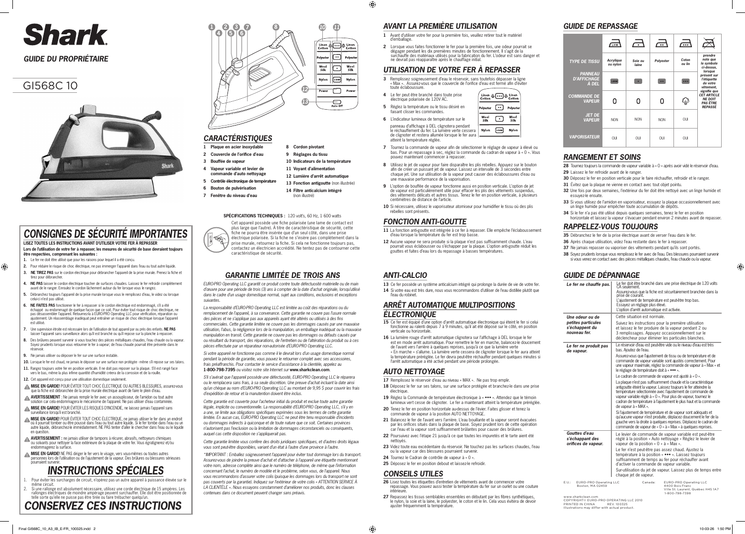# Shark

## GUIDE DU PROPRIÉTAIRE

GI568C 10

## CONSIGNES DE SÉCURITÉ IMPORTANTES

**LISEZ TOUTES LES INSTRUCTIONS AVANT D'UTILISER VOTRE FER À REPASSER**

**Lors de l'utilisation de votre fer à repasser, les mesures de sécurité de base devraient toujours être respectées, comprenant les suivantes :**

1. Le fer ne doit être utilisé que pour les raisons pour lequel il a été conçu.
2. Pour éviter le risque de choc électrique, ne pas immerger l'appareil dans l'eau ou tout autre liquide.
3. **NE TIREZ PAS** sur le cordon électrique pour débrancher l'appareil de la prise murale. Prenez la fiche et tirez pour débrancher.
4. **NE PAS** laisser le cordon électrique toucher de surfaces chaudes. Laissez le fer refroidir complètement avant de le ranger. Enroulez le cordon lâchement autour du fer lorsque vous le rangez.
5. Débranchez toujours l'appareil de la prise murale lorsque vous le remplissez d'eau, le videz ou lorsque celui-ci n'est pas utilisé.
6. **NE FAITES PAS** fonctionner le fer à repasser si le cordon électrique est endommagé, s'il a été échappé ou endommagé de quelque façon que ce soit. Pour éviter tout risque de choc électrique, ne pas désassembler l'appareil. Retournez-la à EURO-PRO Operating LLC pour vérification, réparation ou ajustement. Un réassemblage inadéquat peut entraîner un risque de choc électrique lorsque l'appareil est utilisé.
7. Une supervision étroite est nécessaire lors de l'utilisation de tout appareil par ou près des enfants. **NE PAS** laisser l'appareil sans surveillance alors qu'il est branché ou qu'il repose sur la planche à repasser.
8. Des brûlures peuvent survenir si vous touchez des pièces métalliques chaudes, l'eau chaude ou la vapeur. Soyez prudents lorsque vous retournez le fer à vapeur; de l'eau chaude pourrait être présente dans le réservoir.
9. Ne jamais utiliser ou déposer le fer sur une surface instable.
10. Lorsque le fer est chaud, ne jamais le déposer sur une surface non protégée - même s'il repose sur ses talons.
11. Rangez toujours votre fer en position verticale. Il ne doit pas reposer sur la plaque. S'il est rangé face vers le bas, même la plus infime quantité d'humidité créera de la corrosion et de la rouille.
12. Cet appareil est conçu pour une utilisation domestique seulement.

⚠ **MISE EN GARDE!** POUR ÉVITER TOUT CHOC ÉLECTRIQUE OU D'AUTRES BLESSURES, assurez-vous que la fiche est débranchée de la prise murale électrique avant de faire le plein d'eau.

⚠ **AVERTISSEMENT** : Ne jamais remplir le fer avec un assouplisseur, de l'amidon ou tout autre solution car cela endommagera le mécanisme de l'appareil. Ne pas utiliser d'eau contaminée.

⚠ **MISE EN GARDE!** POUR ÉVITER LES RISQUES D'INCENDIE, ne laissez jamais l'appareil sans surveillance lorsqu'il est branché.

⚠ **MISE EN GARDE!** POUR ÉVITER TOUT CHOC ÉLECTRIQUE, ne jamais utiliser le fer dans un endroit où il pourrait tomber ou être poussé dans l'eau ou un autre liquide. Si le fer tombe dans l'eau ou un autre liquide, débranchez-le immédiatement. NE PAS tenter d'aller le chercher dans l'eau ou le liquide en question.

⚠ **AVERTISSEMENT :** ne jamais utiliser de tampons à récurer, abrasifs, nettoyeurs chimiques ou solvants pour nettoyer la face extérieure de la plaque de votre fer. Vous égratignerez et/ou endommagerez la surface.

⚠ **MISE EN GARDE!** NE PAS diriger le fer vers le visage, vers vous-mêmes ou toutes autres personnes lors de l'utilisation ou de l'ajustement de la vapeur. Des brûlures ou blessures sérieuses pourraient survenir.

## INSTRUCTIONS SPÉCIALES

1. Pour éviter les surcharges de circuit, n'opérez pas un autre appareil à puissance élevée sur le même circuit.
2. Si une rallonge est absolument nécessaire, utilisez une corde électrique de 15 ampères. Les rallonges électriques de moindre ampérage peuvent surchauffer. Elle doit être positionnée de telle sorte qu'elle ne puisse pas être tirée ou faire trébucher quelqu'un.

## CONSERVEZ CES INSTRUCTIONS

1 2 3 7 8 10 11
4 5 6
12
13

Linen Cotton | Linen Cotton
Polyester | Polyester
Wool Silk | Wool Silk
Nylon LOW Nylon
Power | Power
Auto-Off

## CARACTÉRISTIQUES

1. **Plaque en acier inoxydable**
2. **Couvercle de l'orifice d'eau**
3. **Bouffée de vapeur**
4. **Vapeur variable et levier de commande d'auto nettoyage**
5. **Contrôle électronique de température**
6. **Bouton de pulvérisation**
7. **Fenêtre du niveau d'eau**
8. **Cordon pivotant**
9. **Réglages du tissu**
10. **Indicateurs de la température**
11. **Voyant d'alimentation**
12. **Lumière d'arrêt automatique**
13. **Fonction antigoutte** (non illustrée)
14. **Filtre anticalcium intégré** (non illustré)

**SPÉCIFICATIONS TECHNIQUES :** 120 volt's, 60 Hz, 1 600 watts

Cet appareil possède une fiche polarisée (une lame de contact est plus large que l'autre). À titre de caractéristique de sécurité, cette fiche ne pourra être insérée que d'un seul côté, dans une prise électrique polarisée. Si la fiche ne s'insère pas complètement dans la prise murale, retournez la fiche. Si cela ne fonctionne toujours pas, contactez un électricien accrédité. Ne tentez pas de contourner cette caractéristique de sécurité.

## GARANTIE LIMITÉE DE TROIS ANS

*EURO-PRO Operating LLC garantit ce produit contre toute défectuosité matérielle ou de main d'oeuvre pour une période de trois (3) ans à compter de la date d'achat originale, lorsqu'utilisé dans le cadre d'un usage domestique normal, sujet aux conditions, exclusions et exceptions suivantes.*

*La responsabilité d'EURO-PRO Operating LLC est limitée au coût des réparations ou du remplacement de l'appareil, à sa convenance. Cette garantie ne couvre pas l'usure normale des pièces et ne s'applique pas aux appareils ayant été altérés ou utilisés à des fins commerciales. Cette garantie limitée ne couvre pas les dommages causés par une mauvaise utilisation, l'abus, la négligence lors de la manipulation, un emballage inadéquat ou la mauvaise manipulation en transit. Cette garantie ne couvre pas les dommages ou défauts causés par ou résultant du transport, des réparations, de l'entretien ou de l'altération du produit ou à ces pièces effectuée par un réparateur non-autorisée d'EURO-PRO Operating LLC.*

*Si votre appareil ne fonctionne pas comme il le devrait lors d'un usage domestique normal pendant la période de garantie, vous pouvez le retourner complet avec ses accessoires, frais préaffranchis. Pour contacter le service d'assistance à la clientèle, appelez au* **1-800-798-7395** *ou visitez notre site Internet sur* **www.sharkclean.com**.

*S'il s'avérait que l'appareil possède une défectuosité, EURO-PRO Operating LLC le réparera ou le remplacera sans frais, à sa seule discrétion. Une preuve d'achat incluant la date ainsi qu'un chèque au nom d'EURO-PRO Operating LLC au montant de 9,95 $ pour couvrir les frais d'expédition de retour et la manutention doivent être inclus.*

*Cette garantie est couverte pour l'acheteur initial du produit et exclue toute autre garantie légale, implicite ou conventionnelle. La responsabilité d'EURO-PRO Operating LLC, s'il y en a une, se limite aux obligations spécifiques exprimées sous les termes de cette garantie limitée. En aucun cas, EURO-PRO Operating LLC ne peut être tenu responsable d'incidents ou dommages indirects à quiconque et de toute nature que ce soit. Certaines provinces n'autorisent pas l'exclusion ou la limitation de dommages circonstanciels ou conséquents, auquel cas cette disposition ne s'appliquerait pas.*

*Cette garantie limitée vous confère des droits juridiques spécifiques, et d'autres droits légaux vous sont peut-être disponibles, variant d'un état à l'autre d'une province à l'autre.*

*\*IMPORTANT : Emballez soigneusement l'appareil pour éviter tout dommage lors du transport. Assurez-vous de joindre la preuve d'achat et d'attacher à l'appareil une étiquette mentionnant votre nom, adresse complète ainsi que numéro de téléphone, de même que l'information concernant l'achat, le numéro de modèle et le problème, selon vous, de l'appareil. Nous vous recommandons d'assurer votre colis (puisque les dommages lors du transport ne sont pas couverts par la garantie). Indiquez sur l'extérieur de votre colis « ATTENTION SERVICE À LA CLIENTÈLE ». Nous essayons constamment d'améliorer nos produits, donc les clauses contenues dans ce document peuvent changer sans préavis.*

## AVANT LA PREMIÈRE UTILISATION

1. Avant d'utiliser votre fer pour la première fois, veuillez retirer tout le matériel d'emballage.
2. Lorsque vous faites fonctionner le fer pour la première fois, une odeur pourrait se dégager pendant les dix premières minutes de fonctionnement. Il s'agit de la surchauffe des matériaux utilisés pour la fabrication du fer. Cette odeur est sans danger et ne devrait pas réapparaître après le chauffage initial.

## UTILISATION DE VOTRE FER À REPASSER

3. Remplissez soigneusement d'eau le réservoir, sans toutefois dépasser la ligne « Max ». Assurez-vous que le couvercle de l'orifice d'eau est fermé afin d'éviter toute éclaboussure.
4. Le fer peut être branché dans toute prise électrique polarisée de 120V AC.
5. Réglez la température ou le tissu désiré en faisant cliquer les commandes.
6. L'indicateur lumineux de température sur le panneau d'affichage à DEL clignotera pendant le réchauffement du fer. La lumière verte cessera de clignoter et restera allumée lorsque le fer aura atteint la température réglée.
7. Tournez la commande de vapeur afin de sélectionner le réglage de vapeur à élevé ou bas. Pour un repassage à sec, réglez la commande du cadran de vapeur à « 0 ». Vous pouvez maintenant commencer à repasser.
8. Utilisez le jet de vapeur pour faire disparaître les plis rebelles. Appuyez sur le bouton afin de créer un puissant jet de vapeur. Laissez un intervalle de 3 secondes entre chaque jet. Une sur utilisation de la vapeur peut causer des éclaboussures d'eau ou une mauvaise performance de la vaporisation.
9. L'option de bouffée de vapeur fonctionne aussi en position verticale. L'option de jet de vapeur est particulièrement utile pour effacer les plis des vêtements suspendus, des vêtements délicats et autres tissus. Tenez le fer en position verticale, à plusieurs centimètres de distance de l'article.
10. Si nécessaire, utilisez le vaporisateur atomiseur pour humidifier le tissu où des plis rebelles sont présents.

## FONCTION ANTI-GOUTTE

11. La fonction anti-goutte est intégrée à ce fer à repasser. Elle empêche l'éclaboussement d'eau lorsque la température du fer est trop basse.
12. Aucune vapeur ne sera produite si la plaque n'est pas suffisamment chaude. L'eau pourrait vous éclabousser ou s'échapper par la plaque. L'option anti-goutte réduit les gouttes et fuites d'eau lors du repassage à basses températures.

## ANTI-CALCIO

13. Ce fer possède un système anticalcium intégré qui prolonge la durée de vie de votre fer.
14. Si votre eau est très dure, nous vous recommandons d'utiliser de l'eau distillée plutôt que l'eau du robinet.

## ARRÊT AUTOMATIQUE MULTIPOSITIONS ÉLECTRONIQUE

15. Ce fer est équipé d'une option d'arrêt automatique électronique qui éteint le fer si celui fonctionne au ralenti depuis 7 à 9 minutes, qu'il ait été déposé sur le côté, en position verticale ou horizontale.
16. La lumière rouge d'arrêt automatique clignotera sur l'affichage à DEL lorsque le fer est en mode arrêt automatique. Pour remettre le fer en marche, balancez-le doucement de l'avant vers l'arrière à quelques reprises, jusqu'à ce que la lumière verte « En marche » s'allume. La lumière verte cessera de clignoter lorsque le fer aura atteint la température préréglée. Le fer devra peut-être réchauffer pendant quelques minutes si l'arrêt automatique a été activé pendant une période prolongée.

## AUTO NETTOYAGE

17. Remplissez le réservoir d'eau au niveau « MAX ». Ne pas trop emplir.
18. Déposez le fer sur ses talons, sur une surface protégée et branchez-le dans une prise électrique.
19. Réglez la Commande de température électronique à « ••• ». Attendez que le témoin lumineux vert cesse de clignoter. Le fer a maintenant atteint la température préréglée.
20. Tenez le fer en position horizontale au-dessus de l'évier. Faites glisser et tenez la commande de vapeur à la position AUTO NETTOYAGE.
21. Balancez le fer de l'avant vers l'arrière. L'eau bouillante et la vapeur seront évacuées par les orifices situés dans la plaque de base. Soyez prudent lors de cette opération car l'eau et la vapeur sont suffisamment brûlantes pour causer des brûlures.
22. Poursuivez avec l'étape 21 jusqu'à ce que toutes les impuretés et le tarte aient été nettoyés.
23. Videz toute eau excédentaire du réservoir. Ne touchez pas les surfaces chaudes, l'eau ou la vapeur car des blessures pourraient survenir.
24. Tournez le Cadran de contrôle de vapeur à « 0 ».
25. Déposez le fer en position debout et laissez-le refroidir.

## CONSEILS UTILES

26. Lisez toutes les étiquettes d'entretien de vêtements avant de commencer votre repassage. Vous pouvez aussi tester la température du fer sur un ourlet ou une couture intérieure.
27. Repassez les tissus semblables ensembles en débutant par les fibres synthétiques, le nylon, la soie et la laine, le polyester, le coton et le lin. Cela vous évitera de devoir ajuster fréquemment la température.

## GUIDE DE REPASSAGE

| | LOW | • | •• | ••• | ✗ |
|---|---|---|---|---|---|
| **TYPE DE TISSU** | *Acrylique ou nylon* | *Soie ou laine* | *Polyester* | *Coton ou lin* | *prendre note que le symbole ci-dessus, lorsque présent sur l'étiquette de votre vêtement, signifie que CET ARTICLE NE DOIT PAS ÊTRE REPASSÉ* |
| **PANNEAU D'AFFICHAGE À DEL** | LOW | • | •• | ••• | |
| **COMMANDE DE VAPEUR** | 0 | 0 | 0 | | |
| **JET DE VAPEUR** | NON | NON | NON | OUI | |
| **VAPORISATEUR** | OUI | OUI | OUI | OUI | |

## RANGEMENT ET SOINS

28. Tournez toujours la commande de vapeur variable à « 0 » après avoir vidé le réservoir d'eau.
29. Laissez le fer refroidir avant de le ranger.
30. Déposez le fer en position verticale pour le faire réchauffer, refroidir et le ranger.
31. Évitez que la plaque ne vienne en contact avec tout objet pointu.
32. Une fois par deux semaines, l'extérieur du fer doit être nettoyé avec un linge humide et essuyez-le ensuite.
33. Si vous utilisez de l'amidon en vaporisateur, essuyez la plaque occasionnellement avec un linge humide pour empêcher toute accumulation de dépôts.
34. Si le fer n'a pas été utilisé depuis quelques semaines, tenez le fer en position horizontale et laissez la vapeur s'évacuer pendant environ 2 minutes avant de repasser.

## RAPPELEZ-VOUS TOUJOURS

35. Débranchez le fer de la prise électrique avant de verser l'eau dans le fer.
36. Après chaque utilisation, videz l'eau restante dans le fer à repasser.
37. Ne jamais repasser ou vaporiser des vêtements pendant qu'ils sont portés.
38. Soyez prudents lorsque vous remplissez le fer avec de l'eau. Des blessures pourraient survenir si vous venez en contact avec des pièces métalliques chaudes, l'eau chaude ou la vapeur.

## GUIDE DE DÉPANNAGE

| | |
|---|---|
| *Le fer ne chauffe pas.* | Le fer doit être branché dans une prise électrique de 120 volts CA seulement.<br>Assurez-vous que la fiche est sécuritairement branchée dans la prise de courant.<br>L'ajustement de température est peut-être trop bas. Essayez un réglage plus élevé.<br>L'option d'arrêt automatique est activée. |
| *Une odeur ou de petites particules s'échappent du nouveau fer.* | Cette situation est normale.<br>Suivez les instructions pour la première utilisation et laissez le fer produire de la vapeur pendant 2 ou 3 remplissages. Appuyez occasionnellement sur le déclencheur pour éliminer les particules blanches. |
| *Le fer ne produit pas de vapeur.* | Le réservoir d'eau est peut-être vide ou le niveau d'eau est très bas. Ajoutez de l'eau.<br>Assurez-vous que l'ajustement de tissu ou de température et de commande de vapeur variable sont ajustés correctement. Pour une vapeur maximale, réglez la commande de vapeur à « Max » et le réglage de température doit à « ••• ».<br>Le cadran de commande de vapeur est ajusté à « 0 ».<br>La plaque n'est pas suffisamment chaude et la caractéristique antigoutte éteint la vapeur. Laissez toujours le fer atteindre la température sélectionnée avec l'ajustement de commande de vapeur variable réglé à « 0 ». Pour plus de vapeur, tournez le cadran de température à l'ajustement le plus haut et la commande de vapeur à « MAX ».<br>Si l'ajustement de température et de vapeur sont adéquats et qu'aucune vapeur n'est produite, déplacez doucement le fer de la gauche vers la droite à quelques reprises. Déplacez le cadran de commande de vapeur de « 0 » à « Max » à quelques reprises. |
| *Gouttes d'eau s'échappant des orifices de vapeur.* | Le levier de commande de vapeur variable est peut-être réglé à la position « Auto nettoyage ». Réglez le levier de vapeur de la position « 0 » à « Max ».<br>Le fer n'est peut-être pas assez chaud. Ajustez la température à la position « ••• ». Laissez toujours suffisamment de temps au fer pour réchauffer avant d'activer la commande de vapeur variable.<br>Sur-utilisation du jet de vapeur. Laissez plus de temps entre chaque jet de vapeur. |

É.U.: EURO-PRO Operating LLC, Boston, MA 02459

Canada: EURO-PRO Operating LLC, 4400 Bois Franc, Ville St. Laurent, Québec H4S 1A7, 1-800-798-7398

www.sharkclean.com
COPYRIGHT© EURO-PRO OPERATING LLC 2010
PRINTED IN CHINA REV. 100325
Illustrations may differ with actual product.